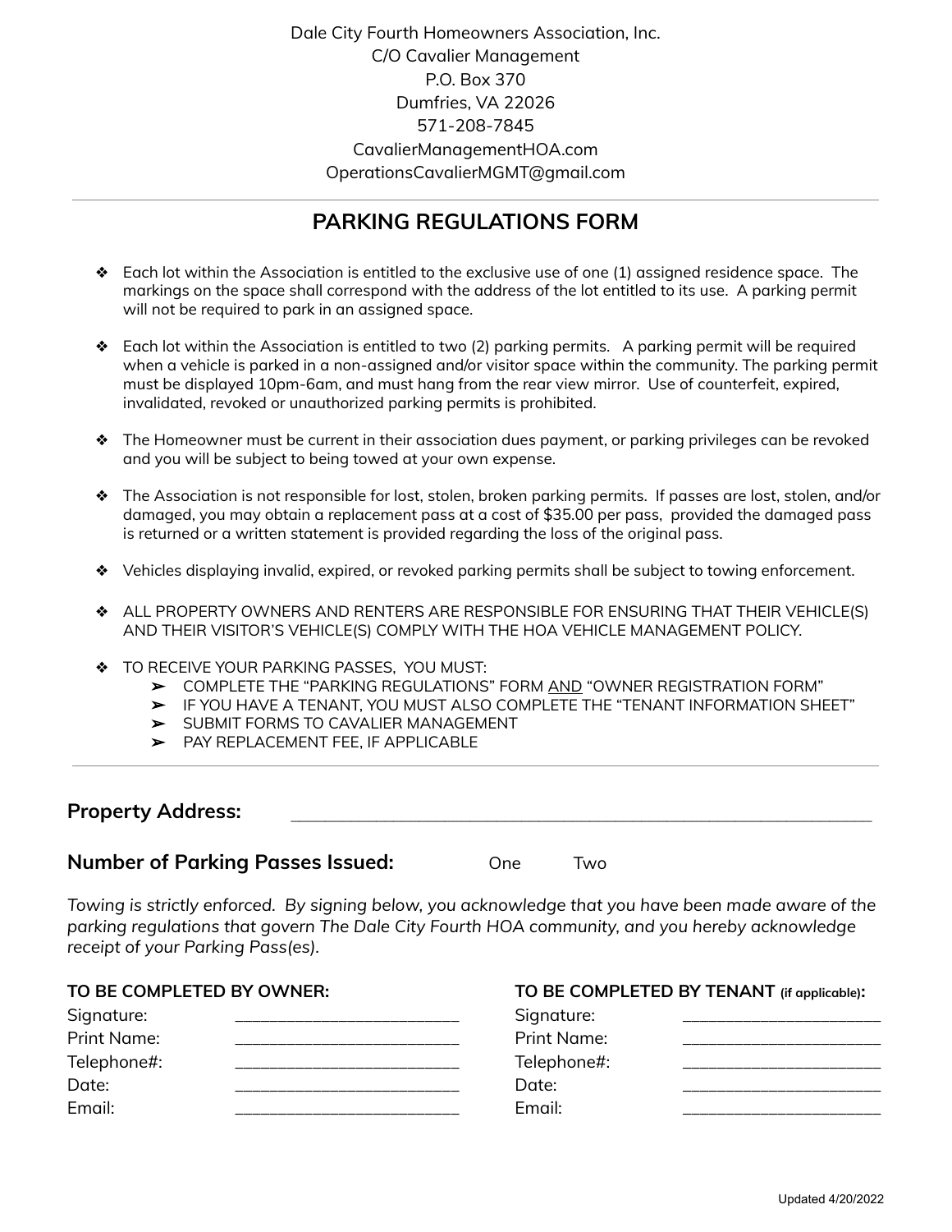Dale City Fourth Homeowners Association, Inc.
C/O Cavalier Management
P.O. Box 370
Dumfries, VA 22026
571-208-7845
CavalierManagementHOA.com
OperationsCavalierMGMT@gmail.com

---

# PARKING REGULATIONS FORM

- Each lot within the Association is entitled to the exclusive use of one (1) assigned residence space. The markings on the space shall correspond with the address of the lot entitled to its use. A parking permit will not be required to park in an assigned space.
- Each lot within the Association is entitled to two (2) parking permits. A parking permit will be required when a vehicle is parked in a non-assigned and/or visitor space within the community. The parking permit must be displayed 10pm-6am, and must hang from the rear view mirror. Use of counterfeit, expired, invalidated, revoked or unauthorized parking permits is prohibited.
- The Homeowner must be current in their association dues payment, or parking privileges can be revoked and you will be subject to being towed at your own expense.
- The Association is not responsible for lost, stolen, broken parking permits. If passes are lost, stolen, and/or damaged, you may obtain a replacement pass at a cost of $35.00 per pass, provided the damaged pass is returned or a written statement is provided regarding the loss of the original pass.
- Vehicles displaying invalid, expired, or revoked parking permits shall be subject to towing enforcement.
- ALL PROPERTY OWNERS AND RENTERS ARE RESPONSIBLE FOR ENSURING THAT THEIR VEHICLE(S) AND THEIR VISITOR'S VEHICLE(S) COMPLY WITH THE HOA VEHICLE MANAGEMENT POLICY.
- TO RECEIVE YOUR PARKING PASSES, YOU MUST:
  - COMPLETE THE "PARKING REGULATIONS" FORM AND "OWNER REGISTRATION FORM"
  - IF YOU HAVE A TENANT, YOU MUST ALSO COMPLETE THE "TENANT INFORMATION SHEET"
  - SUBMIT FORMS TO CAVALIER MANAGEMENT
  - PAY REPLACEMENT FEE, IF APPLICABLE

---

**Property Address:** ______________________________________________

**Number of Parking Passes Issued:** One Two

*Towing is strictly enforced. By signing below, you acknowledge that you have been made aware of the parking regulations that govern The Dale City Fourth HOA community, and you hereby acknowledge receipt of your Parking Pass(es).*

**TO BE COMPLETED BY OWNER:**

Signature: ______________________
Print Name: ______________________
Telephone#: ______________________
Date: ______________________
Email: ______________________

**TO BE COMPLETED BY TENANT (if applicable):**

Signature: ______________________
Print Name: ______________________
Telephone#: ______________________
Date: ______________________
Email: ______________________

Updated 4/20/2022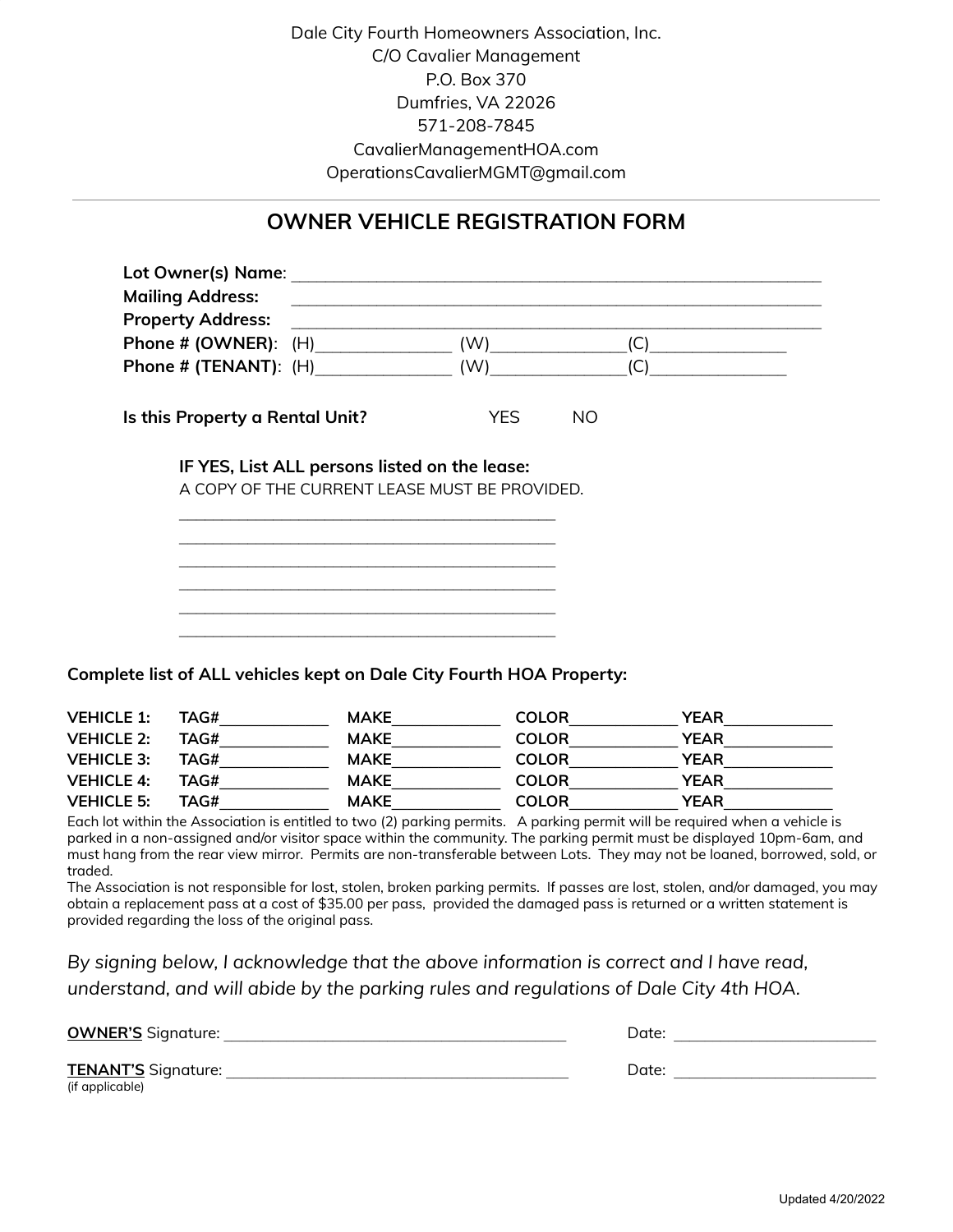Dale City Fourth Homeowners Association, Inc.
C/O Cavalier Management
P.O. Box 370
Dumfries, VA 22026
571-208-7845
CavalierManagementHOA.com
OperationsCavalierMGMT@gmail.com

---

## OWNER VEHICLE REGISTRATION FORM

**Lot Owner(s) Name**: ____________________________________________________________

**Mailing Address:** ____________________________________________________________

**Property Address:** ____________________________________________________________

**Phone # (OWNER)**: (H)_______________ (W)_______________ (C)_______________

**Phone # (TENANT)**: (H)_______________ (W)_______________ (C)_______________

**Is this Property a Rental Unit?** YES NO

**IF YES, List ALL persons listed on the lease:**
A COPY OF THE CURRENT LEASE MUST BE PROVIDED.

____________________________________________
____________________________________________
____________________________________________
____________________________________________
____________________________________________
____________________________________________

**Complete list of ALL vehicles kept on Dale City Fourth HOA Property:**

| | | | | |
|---|---|---|---|---|
| **VEHICLE 1:** | **TAG#**____________ | **MAKE**____________ | **COLOR**____________ | **YEAR**____________ |
| **VEHICLE 2:** | **TAG#**____________ | **MAKE**____________ | **COLOR**____________ | **YEAR**____________ |
| **VEHICLE 3:** | **TAG#**____________ | **MAKE**____________ | **COLOR**____________ | **YEAR**____________ |
| **VEHICLE 4:** | **TAG#**____________ | **MAKE**____________ | **COLOR**____________ | **YEAR**____________ |
| **VEHICLE 5:** | **TAG#**____________ | **MAKE**____________ | **COLOR**____________ | **YEAR**____________ |

Each lot within the Association is entitled to two (2) parking permits. A parking permit will be required when a vehicle is parked in a non-assigned and/or visitor space within the community. The parking permit must be displayed 10pm-6am, and must hang from the rear view mirror. Permits are non-transferable between Lots. They may not be loaned, borrowed, sold, or traded.
The Association is not responsible for lost, stolen, broken parking permits. If passes are lost, stolen, and/or damaged, you may obtain a replacement pass at a cost of $35.00 per pass, provided the damaged pass is returned or a written statement is provided regarding the loss of the original pass.

*By signing below, I acknowledge that the above information is correct and I have read, understand, and will abide by the parking rules and regulations of Dale City 4th HOA.*

**OWNER'S** Signature: ________________________________________ Date: ________________________

**TENANT'S** Signature: ________________________________________ Date: ________________________
(if applicable)

Updated 4/20/2022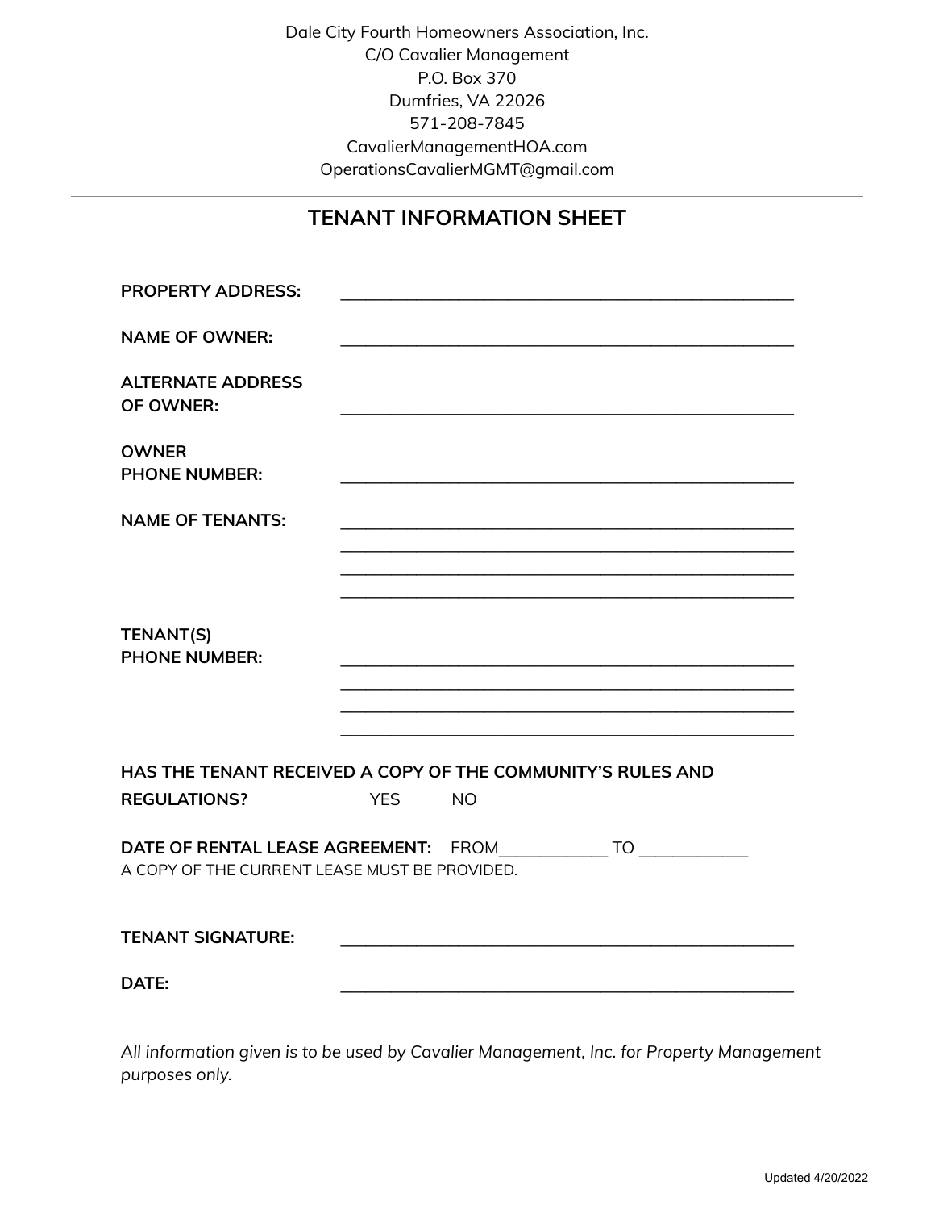Dale City Fourth Homeowners Association, Inc.
C/O Cavalier Management
P.O. Box 370
Dumfries, VA 22026
571-208-7845
CavalierManagementHOA.com
OperationsCavalierMGMT@gmail.com

---

# TENANT INFORMATION SHEET

**PROPERTY ADDRESS:** ____________________________________________

**NAME OF OWNER:** ____________________________________________

**ALTERNATE ADDRESS OF OWNER:** ____________________________________________

**OWNER PHONE NUMBER:** ____________________________________________

**NAME OF TENANTS:** ____________________________________________
____________________________________________
____________________________________________
____________________________________________

**TENANT(S) PHONE NUMBER:** ____________________________________________
____________________________________________
____________________________________________
____________________________________________

**HAS THE TENANT RECEIVED A COPY OF THE COMMUNITY'S RULES AND REGULATIONS?** YES NO

**DATE OF RENTAL LEASE AGREEMENT:** FROM____________ TO ____________
A COPY OF THE CURRENT LEASE MUST BE PROVIDED.

**TENANT SIGNATURE:** ____________________________________________

**DATE:** ____________________________________________

*All information given is to be used by Cavalier Management, Inc. for Property Management purposes only.*

Updated 4/20/2022